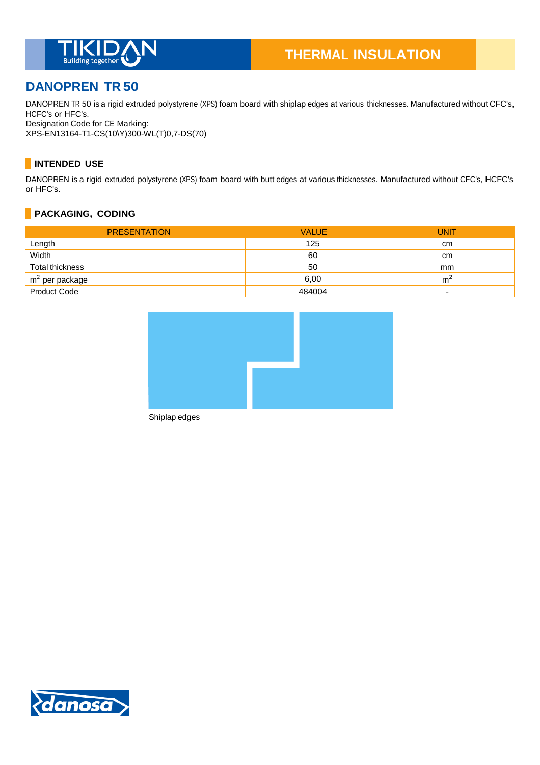THERMAL INSULATION

# DANOPREN TR 50

DANOPREN TR 50 is a rigid extruded polystyrene (XPS) foam board with shiplap edges at various thicknesses. Manufactured without CFC's, HCFC's or HFC's.
Designation Code for CE Marking:
XPS-EN13164-T1-CS(10\Y)300-WL(T)0,7-DS(70)

## INTENDED USE

DANOPREN is a rigid extruded polystyrene (XPS) foam board with butt edges at various thicknesses. Manufactured without CFC's, HCFC's or HFC's.

## PACKAGING, CODING

| PRESENTATION | VALUE | UNIT |
|---|---|---|
| Length | 125 | cm |
| Width | 60 | cm |
| Total thickness | 50 | mm |
| $m^2$ per package | 6,00 | $m^2$ |
| Product Code | 484004 | - |

Shiplap edges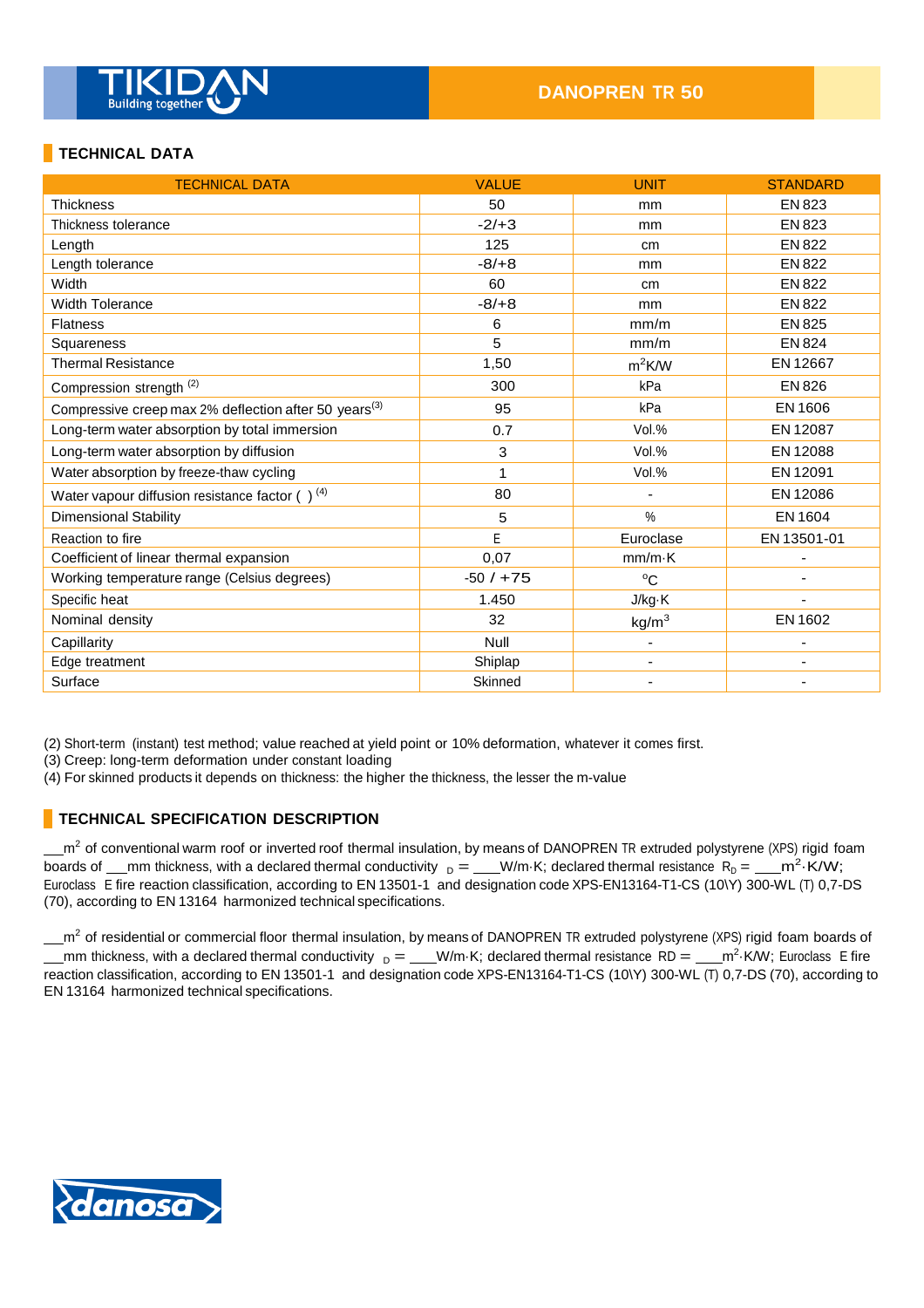DANOPREN TR 50

## TECHNICAL DATA

| TECHNICAL DATA | VALUE | UNIT | STANDARD |
|---|---|---|---|
| Thickness | 50 | mm | EN 823 |
| Thickness tolerance | -2/+3 | mm | EN 823 |
| Length | 125 | cm | EN 822 |
| Length tolerance | -8/+8 | mm | EN 822 |
| Width | 60 | cm | EN 822 |
| Width Tolerance | -8/+8 | mm | EN 822 |
| Flatness | 6 | mm/m | EN 825 |
| Squareness | 5 | mm/m | EN 824 |
| Thermal Resistance | 1,50 | $m^2K/W$ | EN 12667 |
| Compression strength (2) | 300 | kPa | EN 826 |
| Compressive creep max 2% deflection after 50 years(3) | 95 | kPa | EN 1606 |
| Long-term water absorption by total immersion | 0.7 | Vol.% | EN 12087 |
| Long-term water absorption by diffusion | 3 | Vol.% | EN 12088 |
| Water absorption by freeze-thaw cycling | 1 | Vol.% | EN 12091 |
| Water vapour diffusion resistance factor ( ) (4) | 80 | - | EN 12086 |
| Dimensional Stability | 5 | % | EN 1604 |
| Reaction to fire | E | Euroclase | EN 13501-01 |
| Coefficient of linear thermal expansion | 0,07 | mm/m·K | - |
| Working temperature range (Celsius degrees) | -50 / +75 | ºC | - |
| Specific heat | 1.450 | J/kg·K | - |
| Nominal density | 32 | $kg/m^3$ | EN 1602 |
| Capillarity | Null | - | - |
| Edge treatment | Shiplap | - | - |
| Surface | Skinned | - | - |

(2) Short-term (instant) test method; value reached at yield point or 10% deformation, whatever it comes first.
(3) Creep: long-term deformation under constant loading
(4) For skinned products it depends on thickness: the higher the thickness, the lesser the m-value

## TECHNICAL SPECIFICATION DESCRIPTION

__$m^2$ of conventional warm roof or inverted roof thermal insulation, by means of DANOPREN TR extruded polystyrene (XPS) rigid foam boards of __mm thickness, with a declared thermal conductivity $_D$ = ___W/m·K; declared thermal resistance $R_D$ = ___$m^2$·K/W; Euroclass E fire reaction classification, according to EN 13501-1 and designation code XPS-EN13164-T1-CS (10\Y) 300-WL (T) 0,7-DS (70), according to EN 13164 harmonized technical specifications.

__$m^2$ of residential or commercial floor thermal insulation, by means of DANOPREN TR extruded polystyrene (XPS) rigid foam boards of __mm thickness, with a declared thermal conductivity $_D$ = ___W/m·K; declared thermal resistance RD = ___$m^2$·K/W; Euroclass E fire reaction classification, according to EN 13501-1 and designation code XPS-EN13164-T1-CS (10\Y) 300-WL (T) 0,7-DS (70), according to EN 13164 harmonized technical specifications.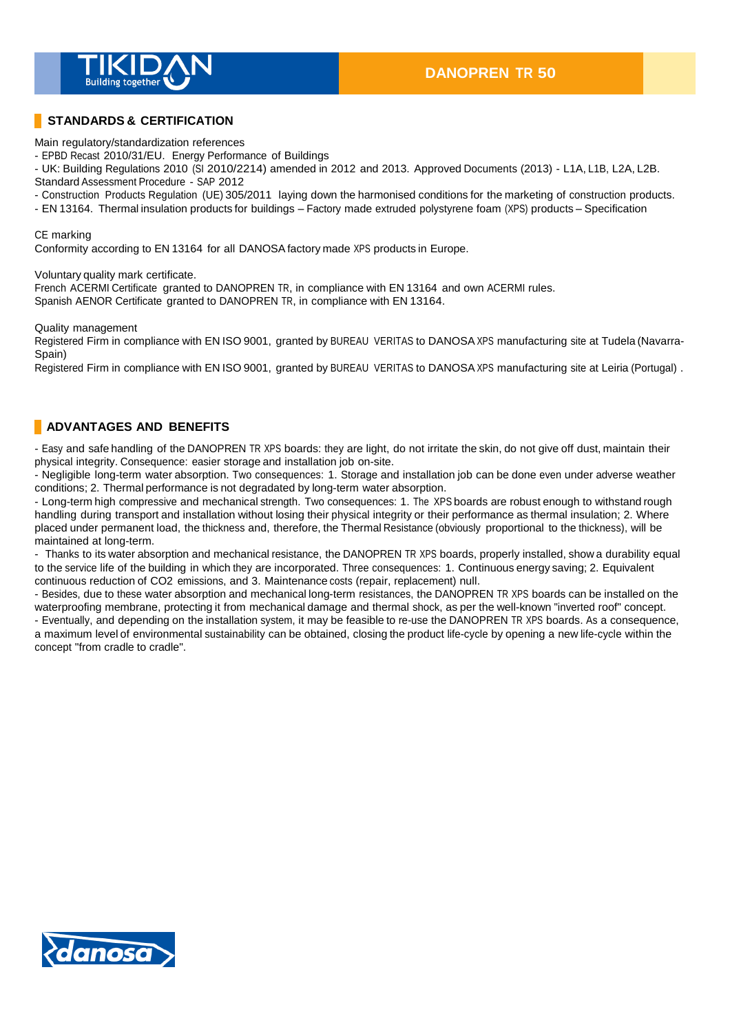## STANDARDS & CERTIFICATION

Main regulatory/standardization references

- EPBD Recast 2010/31/EU. Energy Performance of Buildings
- UK: Building Regulations 2010 (SI 2010/2214) amended in 2012 and 2013. Approved Documents (2013) - L1A, L1B, L2A, L2B. Standard Assessment Procedure - SAP 2012
- Construction Products Regulation (UE) 305/2011 laying down the harmonised conditions for the marketing of construction products.
- EN 13164. Thermal insulation products for buildings – Factory made extruded polystyrene foam (XPS) products – Specification

CE marking

Conformity according to EN 13164 for all DANOSA factory made XPS products in Europe.

Voluntary quality mark certificate.

French ACERMI Certificate granted to DANOPREN TR, in compliance with EN 13164 and own ACERMI rules.

Spanish AENOR Certificate granted to DANOPREN TR, in compliance with EN 13164.

Quality management

Registered Firm in compliance with EN ISO 9001, granted by BUREAU VERITAS to DANOSA XPS manufacturing site at Tudela (Navarra-Spain)

Registered Firm in compliance with EN ISO 9001, granted by BUREAU VERITAS to DANOSA XPS manufacturing site at Leiria (Portugal) .

## ADVANTAGES AND BENEFITS

- Easy and safe handling of the DANOPREN TR XPS boards: they are light, do not irritate the skin, do not give off dust, maintain their physical integrity. Consequence: easier storage and installation job on-site.
- Negligible long-term water absorption. Two consequences: 1. Storage and installation job can be done even under adverse weather conditions; 2. Thermal performance is not degradated by long-term water absorption.
- Long-term high compressive and mechanical strength. Two consequences: 1. The XPS boards are robust enough to withstand rough handling during transport and installation without losing their physical integrity or their performance as thermal insulation; 2. Where placed under permanent load, the thickness and, therefore, the Thermal Resistance (obviously proportional to the thickness), will be maintained at long-term.
- Thanks to its water absorption and mechanical resistance, the DANOPREN TR XPS boards, properly installed, show a durability equal to the service life of the building in which they are incorporated. Three consequences: 1. Continuous energy saving; 2. Equivalent continuous reduction of $CO_2$ emissions, and 3. Maintenance costs (repair, replacement) null.
- Besides, due to these water absorption and mechanical long-term resistances, the DANOPREN TR XPS boards can be installed on the waterproofing membrane, protecting it from mechanical damage and thermal shock, as per the well-known "inverted roof" concept.
- Eventually, and depending on the installation system, it may be feasible to re-use the DANOPREN TR XPS boards. As a consequence, a maximum level of environmental sustainability can be obtained, closing the product life-cycle by opening a new life-cycle within the concept "from cradle to cradle".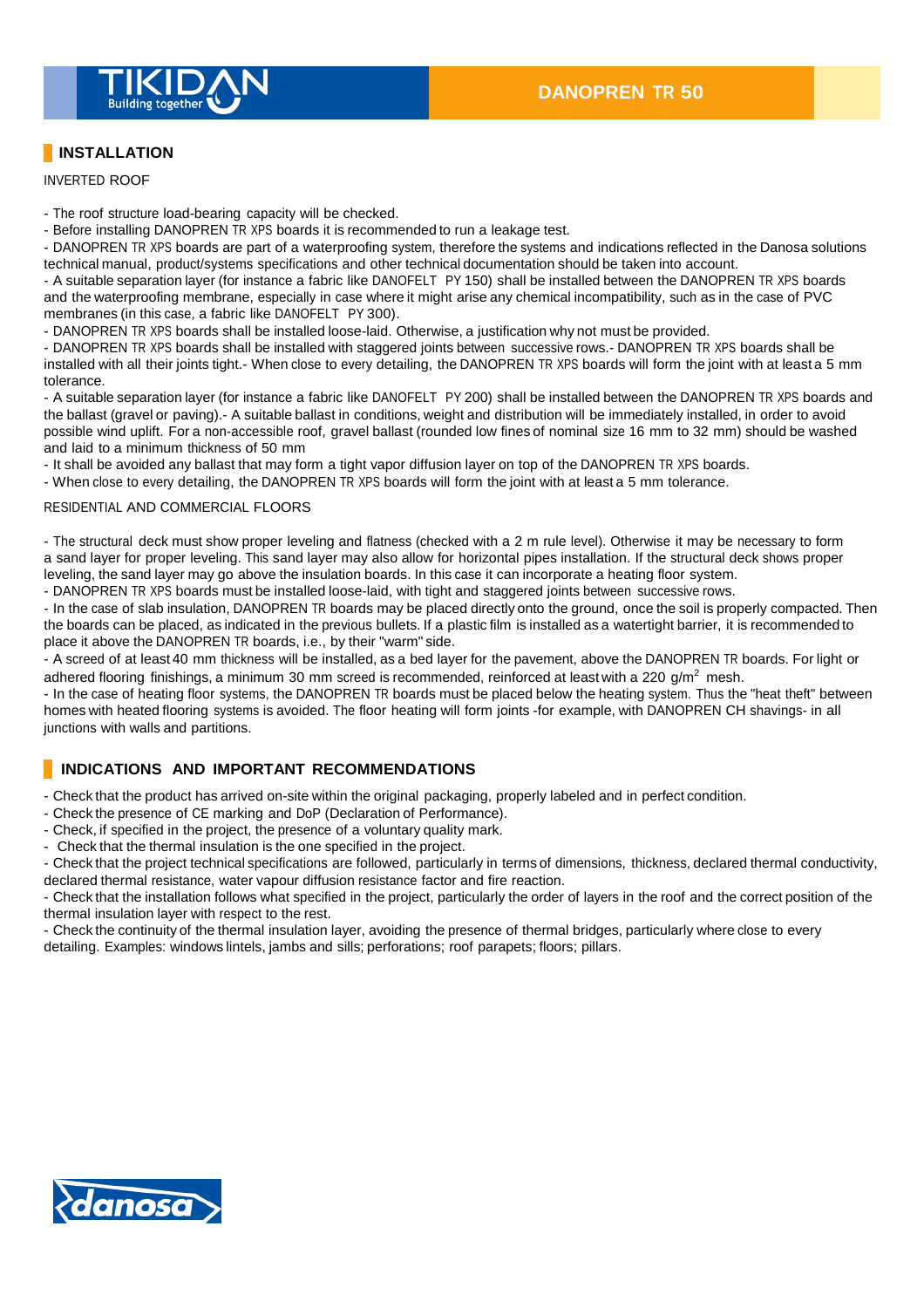## INSTALLATION

INVERTED ROOF

- The roof structure load-bearing capacity will be checked.
- Before installing DANOPREN TR XPS boards it is recommended to run a leakage test.
- DANOPREN TR XPS boards are part of a waterproofing system, therefore the systems and indications reflected in the Danosa solutions technical manual, product/systems specifications and other technical documentation should be taken into account.
- A suitable separation layer (for instance a fabric like DANOFELT PY 150) shall be installed between the DANOPREN TR XPS boards and the waterproofing membrane, especially in case where it might arise any chemical incompatibility, such as in the case of PVC membranes (in this case, a fabric like DANOFELT PY 300).
- DANOPREN TR XPS boards shall be installed loose-laid. Otherwise, a justification why not must be provided.
- DANOPREN TR XPS boards shall be installed with staggered joints between successive rows.- DANOPREN TR XPS boards shall be installed with all their joints tight.- When close to every detailing, the DANOPREN TR XPS boards will form the joint with at least a 5 mm tolerance.
- A suitable separation layer (for instance a fabric like DANOFELT PY 200) shall be installed between the DANOPREN TR XPS boards and the ballast (gravel or paving).- A suitable ballast in conditions, weight and distribution will be immediately installed, in order to avoid possible wind uplift. For a non-accessible roof, gravel ballast (rounded low fines of nominal size 16 mm to 32 mm) should be washed and laid to a minimum thickness of 50 mm
- It shall be avoided any ballast that may form a tight vapor diffusion layer on top of the DANOPREN TR XPS boards.
- When close to every detailing, the DANOPREN TR XPS boards will form the joint with at least a 5 mm tolerance.

RESIDENTIAL AND COMMERCIAL FLOORS

- The structural deck must show proper leveling and flatness (checked with a 2 m rule level). Otherwise it may be necessary to form a sand layer for proper leveling. This sand layer may also allow for horizontal pipes installation. If the structural deck shows proper leveling, the sand layer may go above the insulation boards. In this case it can incorporate a heating floor system.
- DANOPREN TR XPS boards must be installed loose-laid, with tight and staggered joints between successive rows.
- In the case of slab insulation, DANOPREN TR boards may be placed directly onto the ground, once the soil is properly compacted. Then the boards can be placed, as indicated in the previous bullets. If a plastic film is installed as a watertight barrier, it is recommended to place it above the DANOPREN TR boards, i.e., by their "warm" side.
- A screed of at least 40 mm thickness will be installed, as a bed layer for the pavement, above the DANOPREN TR boards. For light or adhered flooring finishings, a minimum 30 mm screed is recommended, reinforced at least with a 220 g/m$^2$ mesh.
- In the case of heating floor systems, the DANOPREN TR boards must be placed below the heating system. Thus the "heat theft" between homes with heated flooring systems is avoided. The floor heating will form joints -for example, with DANOPREN CH shavings- in all junctions with walls and partitions.

## INDICATIONS AND IMPORTANT RECOMMENDATIONS

- Check that the product has arrived on-site within the original packaging, properly labeled and in perfect condition.
- Check the presence of CE marking and DoP (Declaration of Performance).
- Check, if specified in the project, the presence of a voluntary quality mark.
- Check that the thermal insulation is the one specified in the project.
- Check that the project technical specifications are followed, particularly in terms of dimensions, thickness, declared thermal conductivity, declared thermal resistance, water vapour diffusion resistance factor and fire reaction.
- Check that the installation follows what specified in the project, particularly the order of layers in the roof and the correct position of the thermal insulation layer with respect to the rest.
- Check the continuity of the thermal insulation layer, avoiding the presence of thermal bridges, particularly where close to every detailing. Examples: windows lintels, jambs and sills; perforations; roof parapets; floors; pillars.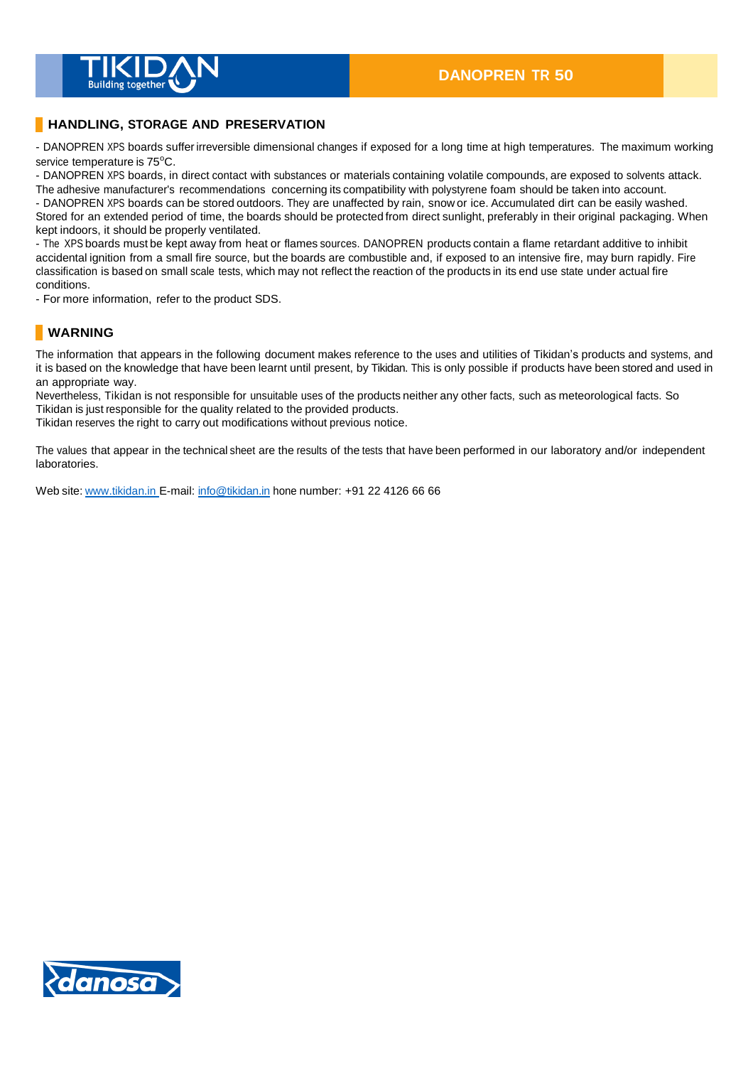## HANDLING, STORAGE AND PRESERVATION

- DANOPREN XPS boards suffer irreversible dimensional changes if exposed for a long time at high temperatures. The maximum working service temperature is 75ºC.
- DANOPREN XPS boards, in direct contact with substances or materials containing volatile compounds, are exposed to solvents attack. The adhesive manufacturer's recommendations concerning its compatibility with polystyrene foam should be taken into account.
- DANOPREN XPS boards can be stored outdoors. They are unaffected by rain, snow or ice. Accumulated dirt can be easily washed. Stored for an extended period of time, the boards should be protected from direct sunlight, preferably in their original packaging. When kept indoors, it should be properly ventilated.
- The XPS boards must be kept away from heat or flames sources. DANOPREN products contain a flame retardant additive to inhibit accidental ignition from a small fire source, but the boards are combustible and, if exposed to an intensive fire, may burn rapidly. Fire classification is based on small scale tests, which may not reflect the reaction of the products in its end use state under actual fire conditions.
- For more information, refer to the product SDS.

## WARNING

The information that appears in the following document makes reference to the uses and utilities of Tikidan's products and systems, and it is based on the knowledge that have been learnt until present, by Tikidan. This is only possible if products have been stored and used in an appropriate way.
Nevertheless, Tikidan is not responsible for unsuitable uses of the products neither any other facts, such as meteorological facts. So Tikidan is just responsible for the quality related to the provided products.
Tikidan reserves the right to carry out modifications without previous notice.

The values that appear in the technical sheet are the results of the tests that have been performed in our laboratory and/or independent laboratories.

Web site: www.tikidan.in E-mail: info@tikidan.in hone number: +91 22 4126 66 66